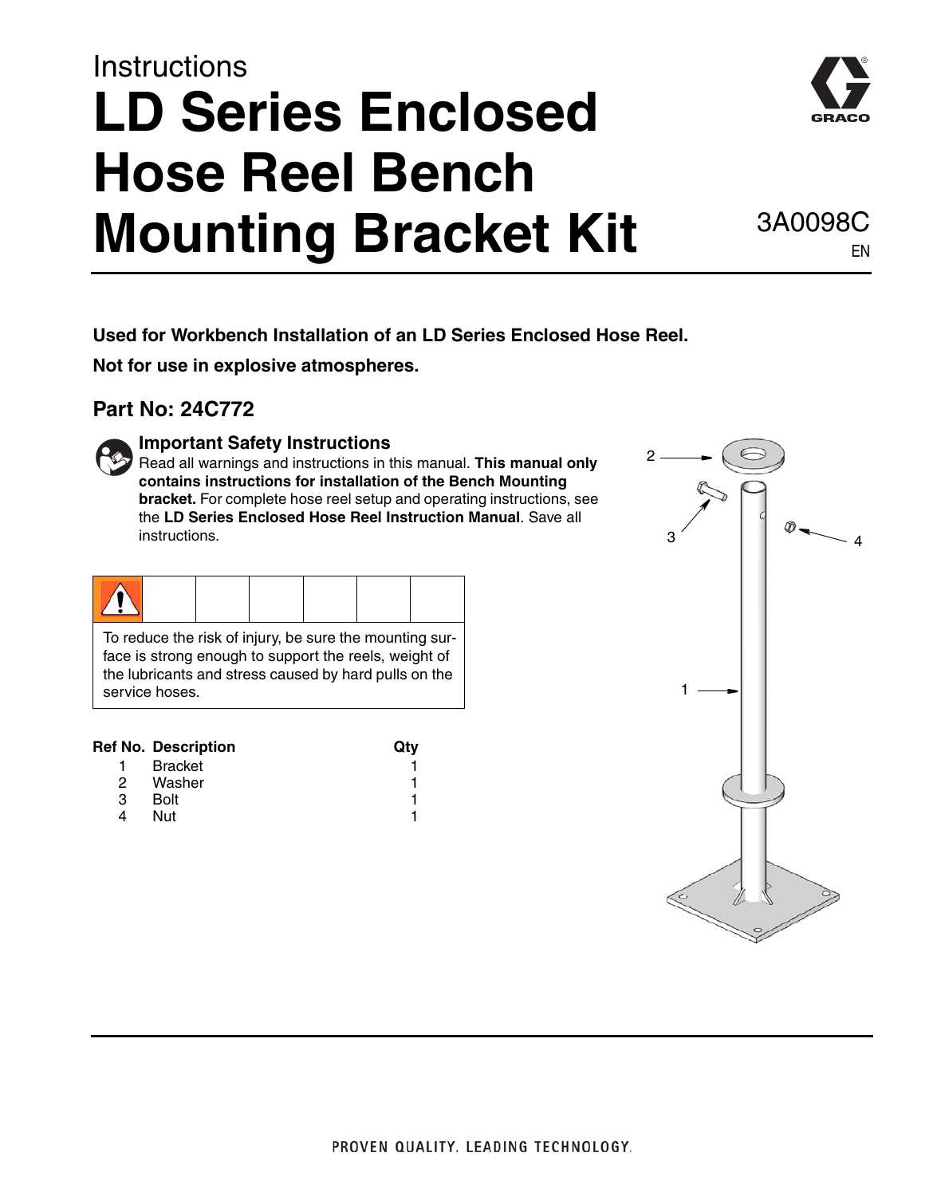Instructions

# LD Series Enclosed Hose Reel Bench Mounting Bracket Kit

3A0098C

EN

**Used for Workbench Installation of an LD Series Enclosed Hose Reel.**

**Not for use in explosive atmospheres.**

## Part No: 24C772

### Important Safety Instructions

Read all warnings and instructions in this manual. **This manual only contains instructions for installation of the Bench Mounting bracket.** For complete hose reel setup and operating instructions, see the **LD Series Enclosed Hose Reel Instruction Manual**. Save all instructions.

To reduce the risk of injury, be sure the mounting surface is strong enough to support the reels, weight of the lubricants and stress caused by hard pulls on the service hoses.

| Ref No. | Description | Qty |
|---|---|---|
| 1 | Bracket | 1 |
| 2 | Washer | 1 |
| 3 | Bolt | 1 |
| 4 | Nut | 1 |

PROVEN QUALITY. LEADING TECHNOLOGY.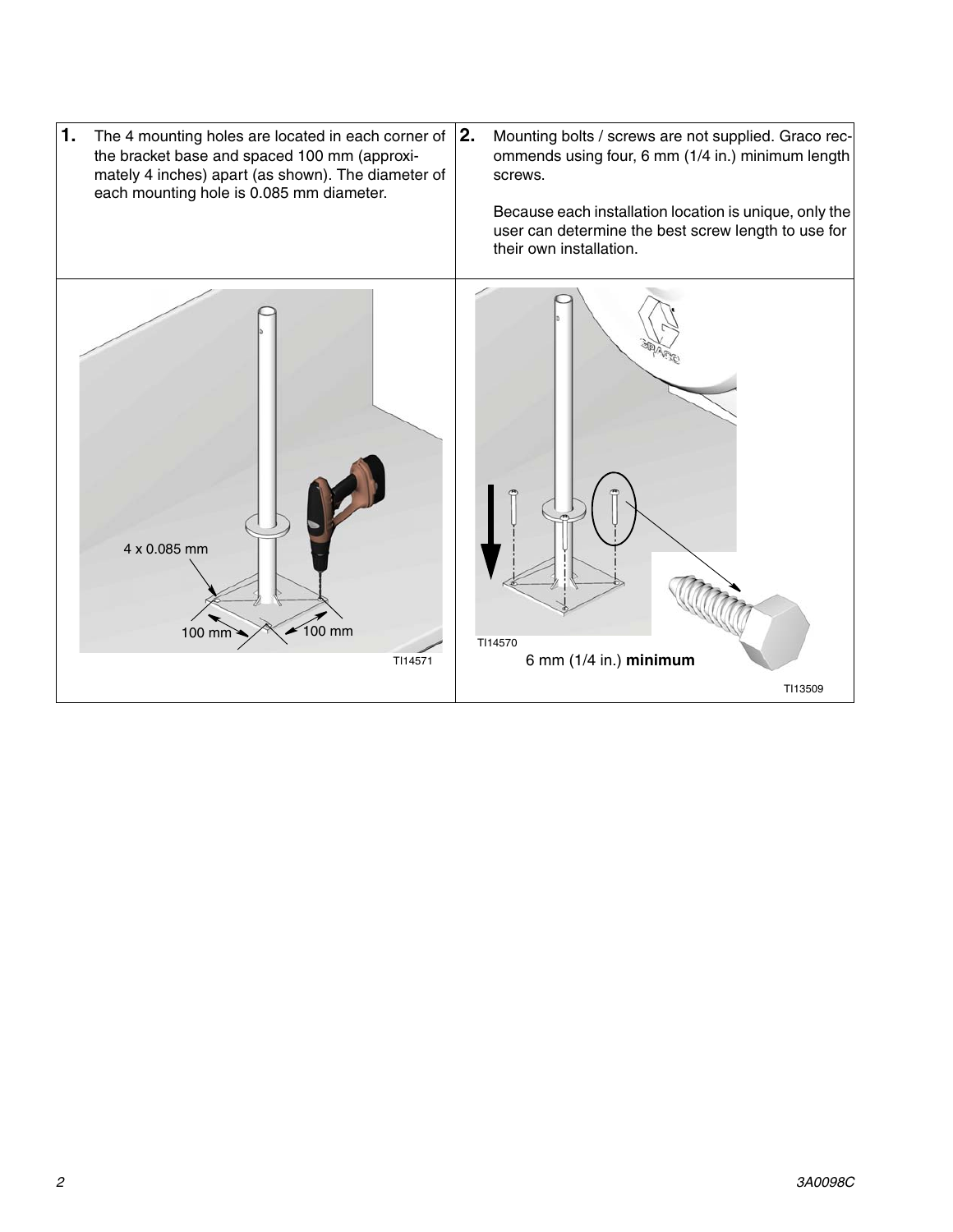| 1. | 2. |
| --- | --- |
| The 4 mounting holes are located in each corner of the bracket base and spaced 100 mm (approximately 4 inches) apart (as shown). The diameter of each mounting hole is 0.085 mm diameter. | Mounting bolts / screws are not supplied. Graco recommends using four, 6 mm (1/4 in.) minimum length screws. Because each installation location is unique, only the user can determine the best screw length to use for their own installation. |

4 x 0.085 mm

100 mm

100 mm

TI14571

TI14570

6 mm (1/4 in.) **minimum**

TI13509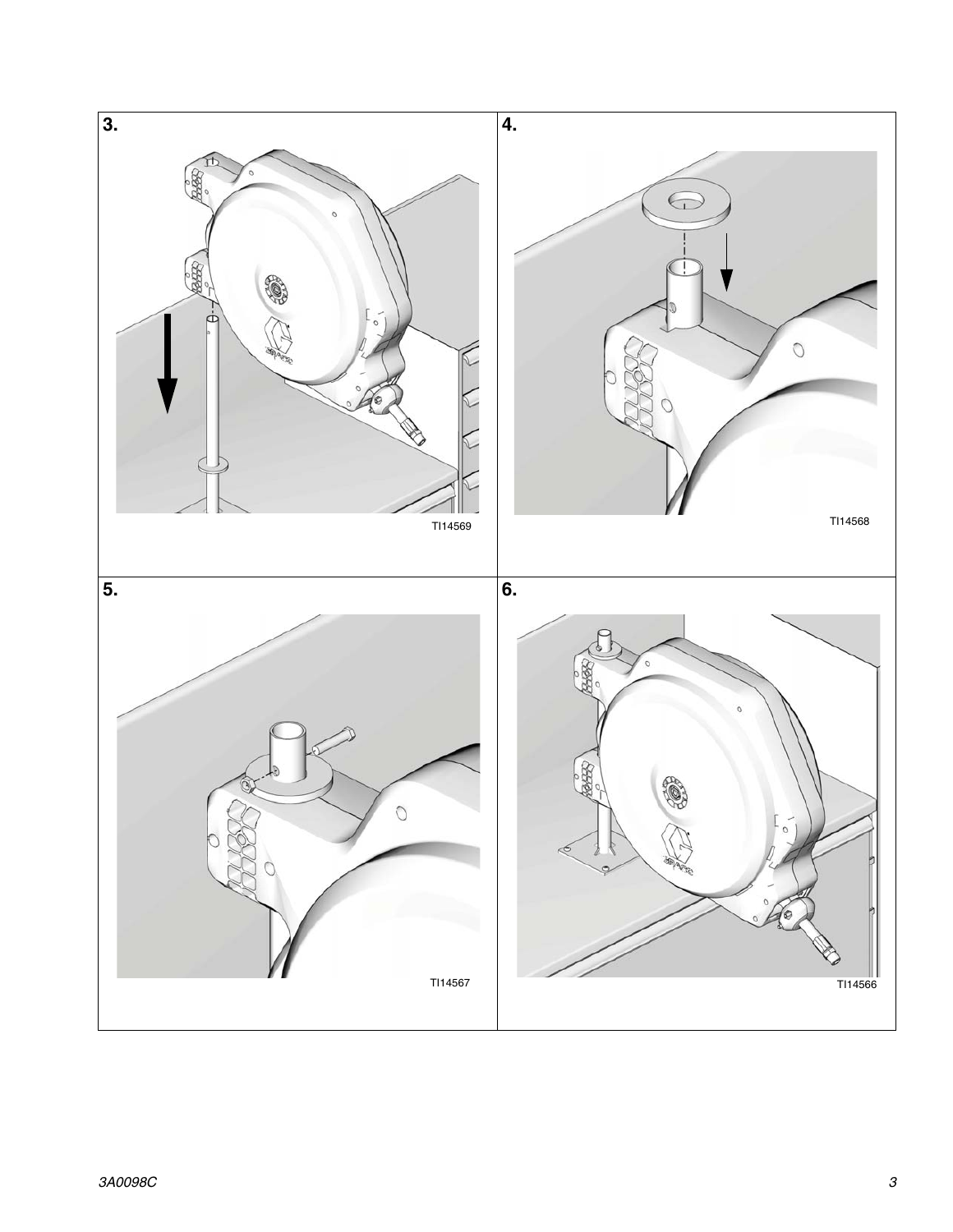3.

TI14569

4.

TI14568

5.

TI14567

6.

TI14566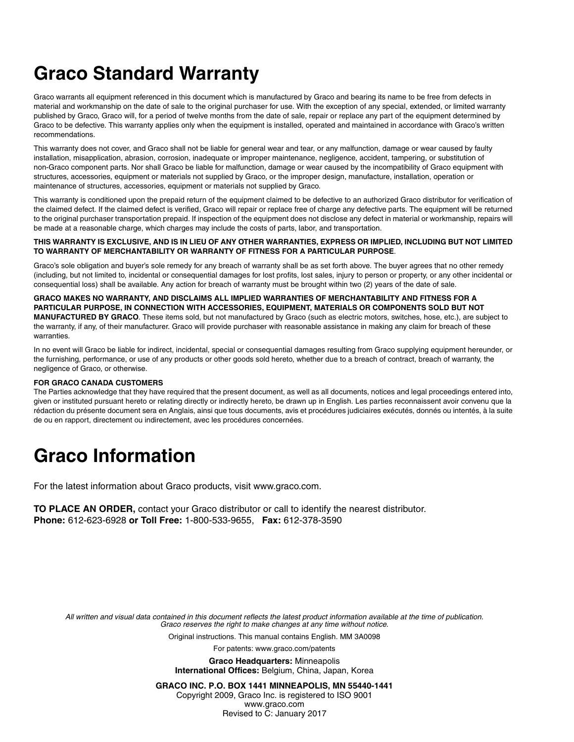# Graco Standard Warranty

Graco warrants all equipment referenced in this document which is manufactured by Graco and bearing its name to be free from defects in material and workmanship on the date of sale to the original purchaser for use. With the exception of any special, extended, or limited warranty published by Graco, Graco will, for a period of twelve months from the date of sale, repair or replace any part of the equipment determined by Graco to be defective. This warranty applies only when the equipment is installed, operated and maintained in accordance with Graco's written recommendations.

This warranty does not cover, and Graco shall not be liable for general wear and tear, or any malfunction, damage or wear caused by faulty installation, misapplication, abrasion, corrosion, inadequate or improper maintenance, negligence, accident, tampering, or substitution of non-Graco component parts. Nor shall Graco be liable for malfunction, damage or wear caused by the incompatibility of Graco equipment with structures, accessories, equipment or materials not supplied by Graco, or the improper design, manufacture, installation, operation or maintenance of structures, accessories, equipment or materials not supplied by Graco.

This warranty is conditioned upon the prepaid return of the equipment claimed to be defective to an authorized Graco distributor for verification of the claimed defect. If the claimed defect is verified, Graco will repair or replace free of charge any defective parts. The equipment will be returned to the original purchaser transportation prepaid. If inspection of the equipment does not disclose any defect in material or workmanship, repairs will be made at a reasonable charge, which charges may include the costs of parts, labor, and transportation.

**THIS WARRANTY IS EXCLUSIVE, AND IS IN LIEU OF ANY OTHER WARRANTIES, EXPRESS OR IMPLIED, INCLUDING BUT NOT LIMITED TO WARRANTY OF MERCHANTABILITY OR WARRANTY OF FITNESS FOR A PARTICULAR PURPOSE**.

Graco's sole obligation and buyer's sole remedy for any breach of warranty shall be as set forth above. The buyer agrees that no other remedy (including, but not limited to, incidental or consequential damages for lost profits, lost sales, injury to person or property, or any other incidental or consequential loss) shall be available. Any action for breach of warranty must be brought within two (2) years of the date of sale.

**GRACO MAKES NO WARRANTY, AND DISCLAIMS ALL IMPLIED WARRANTIES OF MERCHANTABILITY AND FITNESS FOR A PARTICULAR PURPOSE, IN CONNECTION WITH ACCESSORIES, EQUIPMENT, MATERIALS OR COMPONENTS SOLD BUT NOT MANUFACTURED BY GRACO**. These items sold, but not manufactured by Graco (such as electric motors, switches, hose, etc.), are subject to the warranty, if any, of their manufacturer. Graco will provide purchaser with reasonable assistance in making any claim for breach of these warranties.

In no event will Graco be liable for indirect, incidental, special or consequential damages resulting from Graco supplying equipment hereunder, or the furnishing, performance, or use of any products or other goods sold hereto, whether due to a breach of contract, breach of warranty, the negligence of Graco, or otherwise.

**FOR GRACO CANADA CUSTOMERS**

The Parties acknowledge that they have required that the present document, as well as all documents, notices and legal proceedings entered into, given or instituted pursuant hereto or relating directly or indirectly hereto, be drawn up in English. Les parties reconnaissent avoir convenu que la rédaction du présente document sera en Anglais, ainsi que tous documents, avis et procédures judiciaires exécutés, donnés ou intentés, à la suite de ou en rapport, directement ou indirectement, avec les procédures concernées.

# Graco Information

For the latest information about Graco products, visit www.graco.com.

**TO PLACE AN ORDER,** contact your Graco distributor or call to identify the nearest distributor.
**Phone:** 612-623-6928 **or Toll Free:** 1-800-533-9655, **Fax:** 612-378-3590

*All written and visual data contained in this document reflects the latest product information available at the time of publication. Graco reserves the right to make changes at any time without notice.*

Original instructions. This manual contains English. MM 3A0098

For patents: www.graco.com/patents

**Graco Headquarters:** Minneapolis
**International Offices:** Belgium, China, Japan, Korea

**GRACO INC. P.O. BOX 1441 MINNEAPOLIS, MN 55440-1441**
Copyright 2009, Graco Inc. is registered to ISO 9001
www.graco.com
Revised to C: January 2017